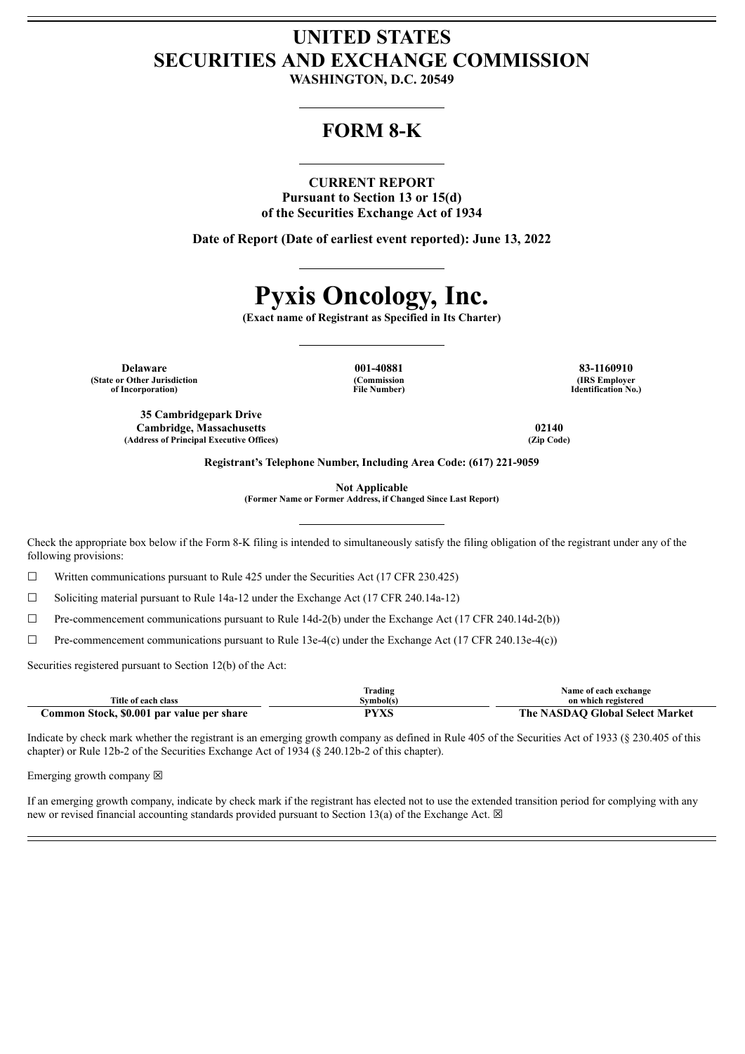# UNITED STATES
# SECURITIES AND EXCHANGE COMMISSION

**WASHINGTON, D.C. 20549**

## FORM 8-K

**CURRENT REPORT**
**Pursuant to Section 13 or 15(d)**
**of the Securities Exchange Act of 1934**

**Date of Report (Date of earliest event reported): June 13, 2022**

# Pyxis Oncology, Inc.

**(Exact name of Registrant as Specified in Its Charter)**

| Delaware | 001-40881 | 83-1160910 |
|---|---|---|
| (State or Other Jurisdiction of Incorporation) | (Commission File Number) | (IRS Employer Identification No.) |

| 35 Cambridgepark Drive Cambridge, Massachusetts | 02140 |
|---|---|
| (Address of Principal Executive Offices) | (Zip Code) |

**Registrant's Telephone Number, Including Area Code: (617) 221-9059**

**Not Applicable**
**(Former Name or Former Address, if Changed Since Last Report)**

Check the appropriate box below if the Form 8-K filing is intended to simultaneously satisfy the filing obligation of the registrant under any of the following provisions:

☐ Written communications pursuant to Rule 425 under the Securities Act (17 CFR 230.425)

☐ Soliciting material pursuant to Rule 14a-12 under the Exchange Act (17 CFR 240.14a-12)

☐ Pre-commencement communications pursuant to Rule 14d-2(b) under the Exchange Act (17 CFR 240.14d-2(b))

☐ Pre-commencement communications pursuant to Rule 13e-4(c) under the Exchange Act (17 CFR 240.13e-4(c))

Securities registered pursuant to Section 12(b) of the Act:

| Title of each class | Trading Symbol(s) | Name of each exchange on which registered |
|---|---|---|
| Common Stock, $0.001 par value per share | PYXS | The NASDAQ Global Select Market |

Indicate by check mark whether the registrant is an emerging growth company as defined in Rule 405 of the Securities Act of 1933 (§ 230.405 of this chapter) or Rule 12b-2 of the Securities Exchange Act of 1934 (§ 240.12b-2 of this chapter).

Emerging growth company ☒

If an emerging growth company, indicate by check mark if the registrant has elected not to use the extended transition period for complying with any new or revised financial accounting standards provided pursuant to Section 13(a) of the Exchange Act. ☒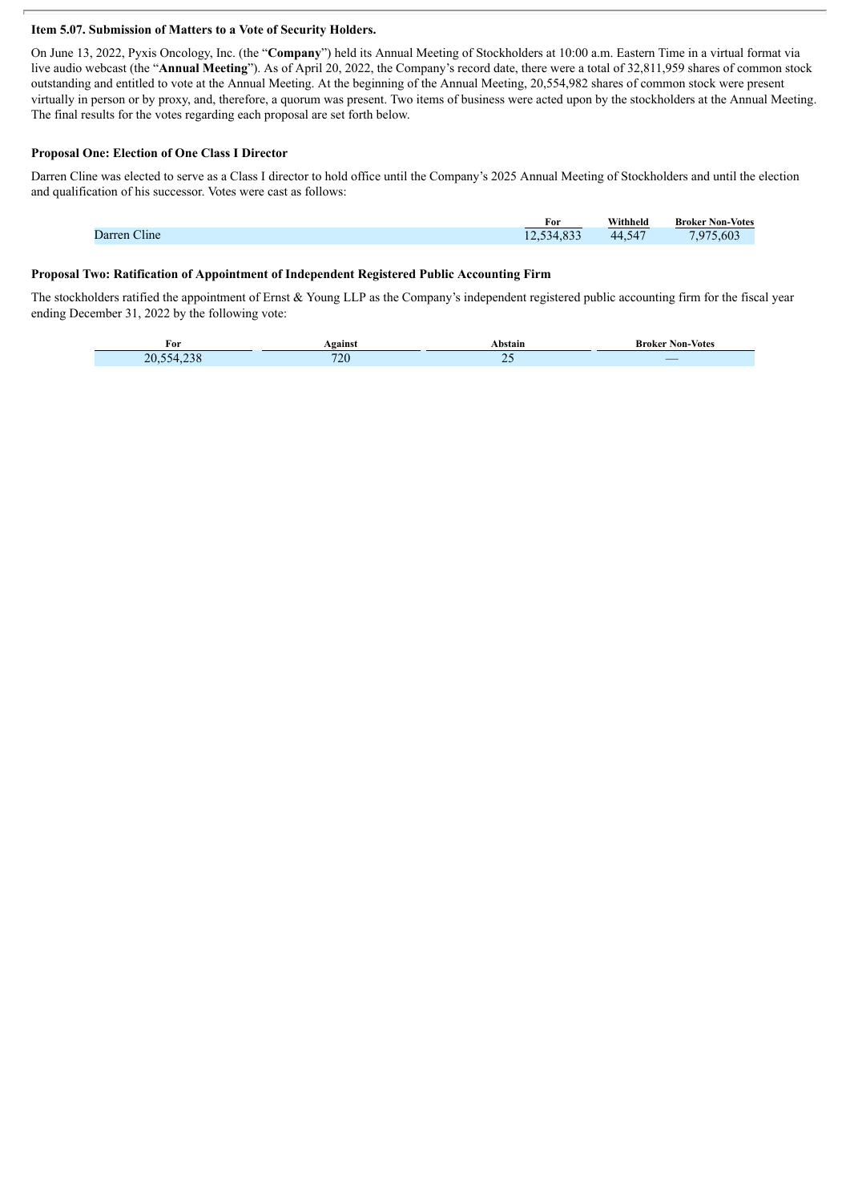**Item 5.07. Submission of Matters to a Vote of Security Holders.**

On June 13, 2022, Pyxis Oncology, Inc. (the "**Company**") held its Annual Meeting of Stockholders at 10:00 a.m. Eastern Time in a virtual format via live audio webcast (the "**Annual Meeting**"). As of April 20, 2022, the Company's record date, there were a total of 32,811,959 shares of common stock outstanding and entitled to vote at the Annual Meeting. At the beginning of the Annual Meeting, 20,554,982 shares of common stock were present virtually in person or by proxy, and, therefore, a quorum was present. Two items of business were acted upon by the stockholders at the Annual Meeting. The final results for the votes regarding each proposal are set forth below.

**Proposal One: Election of One Class I Director**

Darren Cline was elected to serve as a Class I director to hold office until the Company's 2025 Annual Meeting of Stockholders and until the election and qualification of his successor. Votes were cast as follows:

| | For | Withheld | Broker Non-Votes |
|---|---|---|---|
| Darren Cline | 12,534,833 | 44,547 | 7,975,603 |

**Proposal Two: Ratification of Appointment of Independent Registered Public Accounting Firm**

The stockholders ratified the appointment of Ernst & Young LLP as the Company's independent registered public accounting firm for the fiscal year ending December 31, 2022 by the following vote:

| For | Against | Abstain | Broker Non-Votes |
|---|---|---|---|
| 20,554,238 | 720 | 25 | — |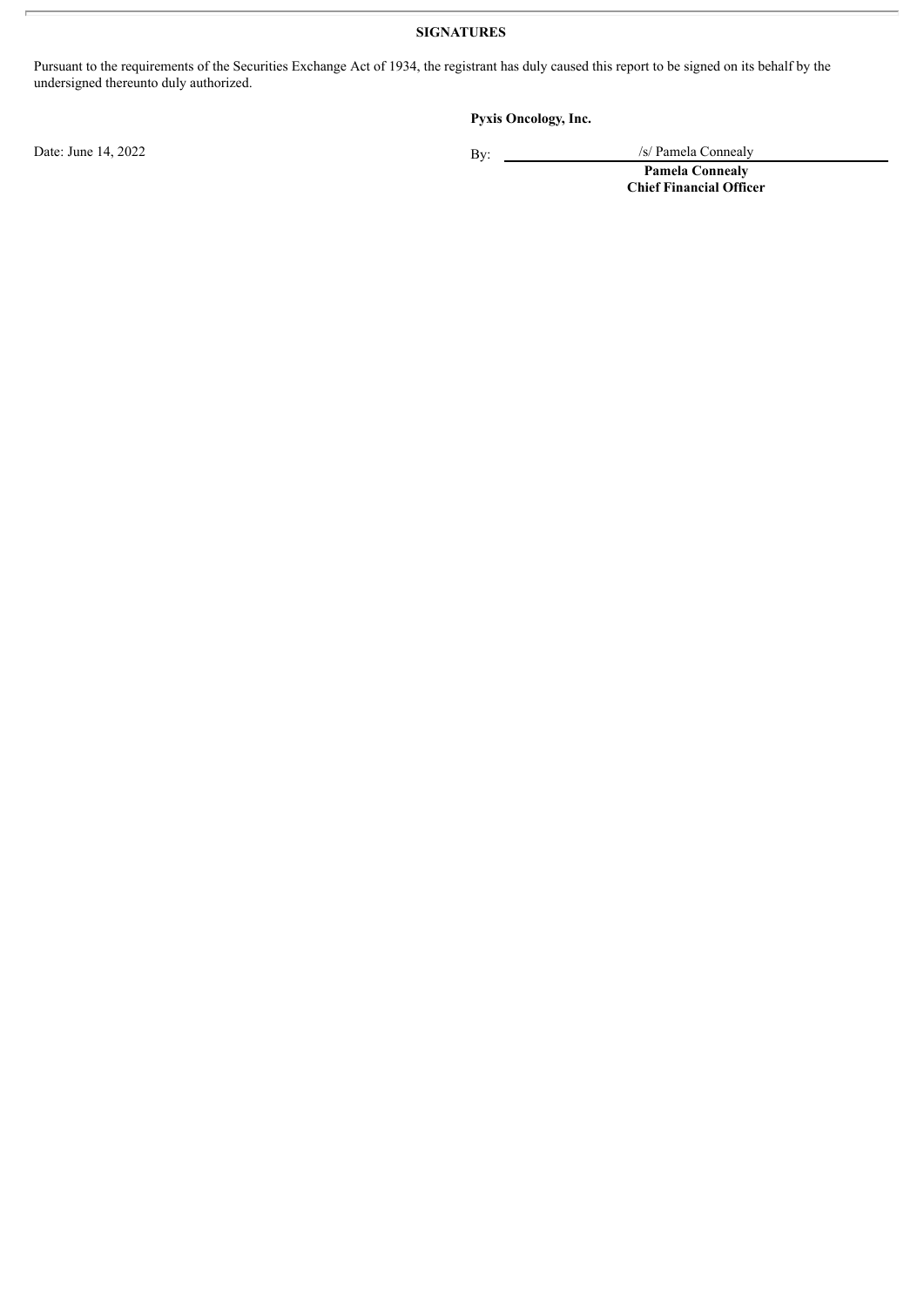**SIGNATURES**

Pursuant to the requirements of the Securities Exchange Act of 1934, the registrant has duly caused this report to be signed on its behalf by the undersigned thereunto duly authorized.

**Pyxis Oncology, Inc.**

Date: June 14, 2022

By: /s/ Pamela Connealy

**Pamela Connealy**
**Chief Financial Officer**